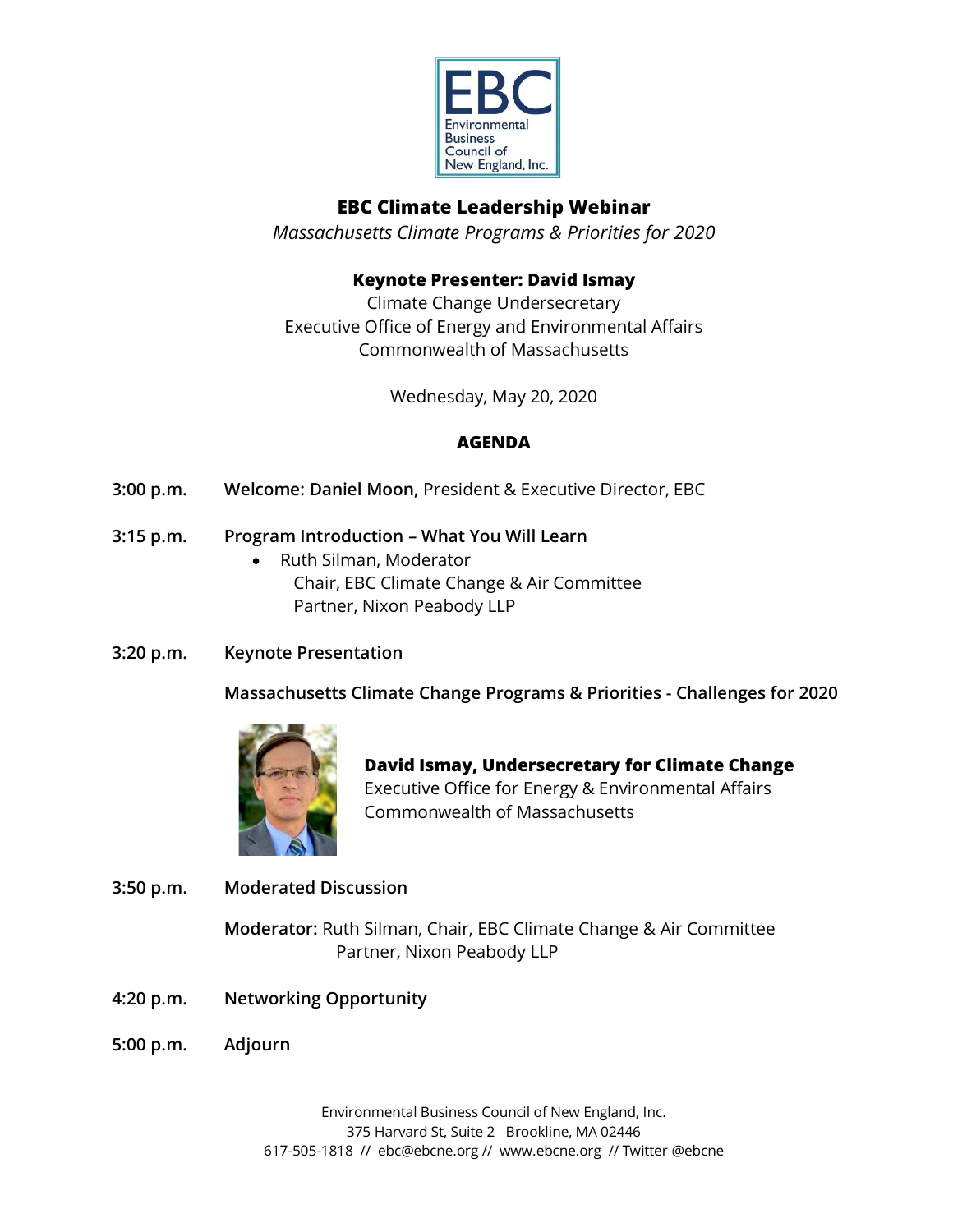EBC
Environmental Business Council of New England, Inc.

# EBC Climate Leadership Webinar

*Massachusetts Climate Programs & Priorities for 2020*

**Keynote Presenter: David Ismay**
Climate Change Undersecretary
Executive Office of Energy and Environmental Affairs
Commonwealth of Massachusetts

Wednesday, May 20, 2020

## AGENDA

**3:00 p.m.** **Welcome: Daniel Moon,** President & Executive Director, EBC

**3:15 p.m.** **Program Introduction – What You Will Learn**

- Ruth Silman, Moderator
  Chair, EBC Climate Change & Air Committee
  Partner, Nixon Peabody LLP

**3:20 p.m.** **Keynote Presentation**

**Massachusetts Climate Change Programs & Priorities - Challenges for 2020**

**David Ismay, Undersecretary for Climate Change**
Executive Office for Energy & Environmental Affairs
Commonwealth of Massachusetts

**3:50 p.m.** **Moderated Discussion**

**Moderator:** Ruth Silman, Chair, EBC Climate Change & Air Committee
Partner, Nixon Peabody LLP

**4:20 p.m.** **Networking Opportunity**

**5:00 p.m.** **Adjourn**

Environmental Business Council of New England, Inc.
375 Harvard St, Suite 2 Brookline, MA 02446
617-505-1818 // ebc@ebcne.org // www.ebcne.org // Twitter @ebcne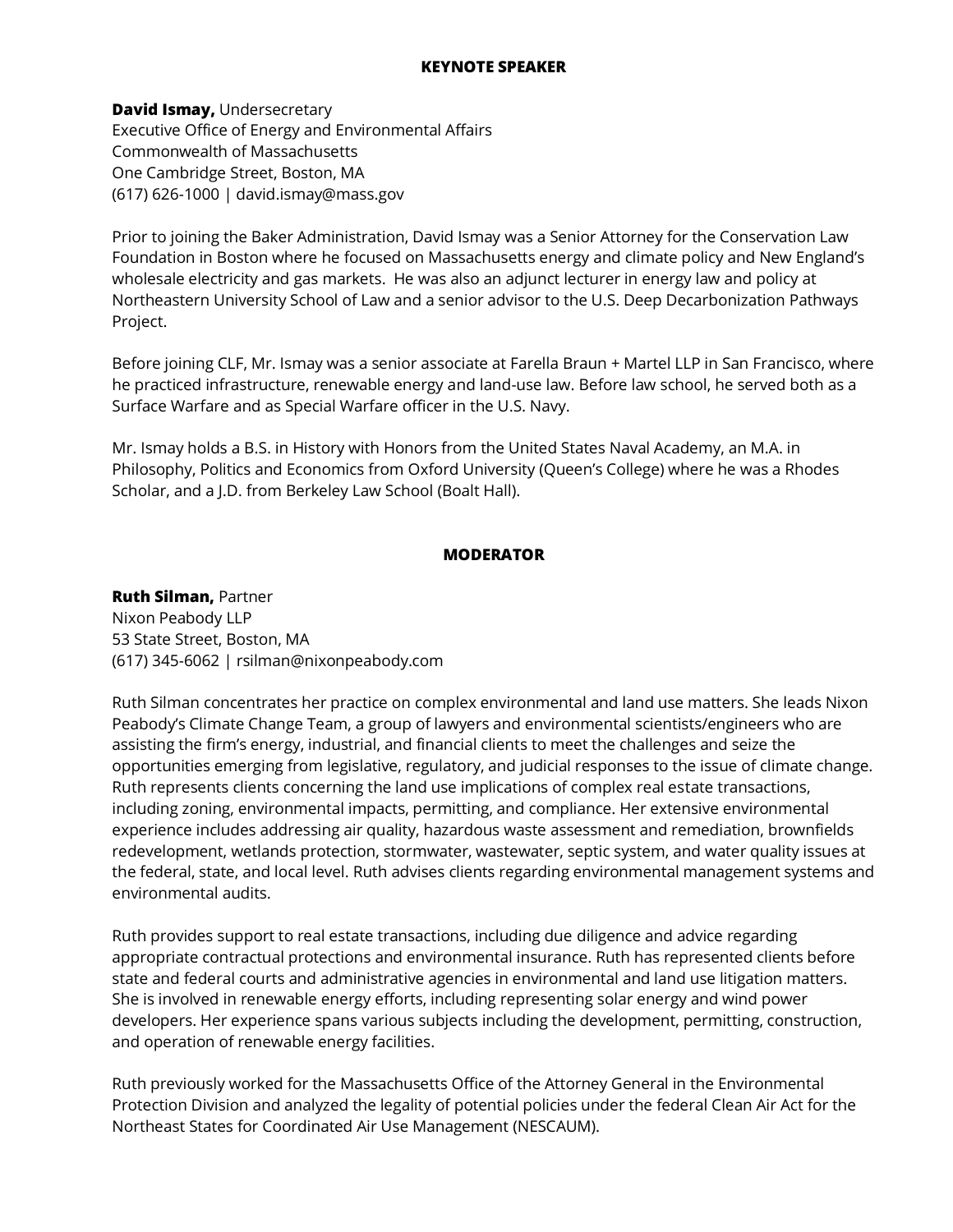## KEYNOTE SPEAKER

**David Ismay,** Undersecretary
Executive Office of Energy and Environmental Affairs
Commonwealth of Massachusetts
One Cambridge Street, Boston, MA
(617) 626-1000 | david.ismay@mass.gov

Prior to joining the Baker Administration, David Ismay was a Senior Attorney for the Conservation Law Foundation in Boston where he focused on Massachusetts energy and climate policy and New England's wholesale electricity and gas markets. He was also an adjunct lecturer in energy law and policy at Northeastern University School of Law and a senior advisor to the U.S. Deep Decarbonization Pathways Project.

Before joining CLF, Mr. Ismay was a senior associate at Farella Braun + Martel LLP in San Francisco, where he practiced infrastructure, renewable energy and land-use law. Before law school, he served both as a Surface Warfare and as Special Warfare officer in the U.S. Navy.

Mr. Ismay holds a B.S. in History with Honors from the United States Naval Academy, an M.A. in Philosophy, Politics and Economics from Oxford University (Queen's College) where he was a Rhodes Scholar, and a J.D. from Berkeley Law School (Boalt Hall).

## MODERATOR

**Ruth Silman,** Partner
Nixon Peabody LLP
53 State Street, Boston, MA
(617) 345-6062 | rsilman@nixonpeabody.com

Ruth Silman concentrates her practice on complex environmental and land use matters. She leads Nixon Peabody's Climate Change Team, a group of lawyers and environmental scientists/engineers who are assisting the firm's energy, industrial, and financial clients to meet the challenges and seize the opportunities emerging from legislative, regulatory, and judicial responses to the issue of climate change. Ruth represents clients concerning the land use implications of complex real estate transactions, including zoning, environmental impacts, permitting, and compliance. Her extensive environmental experience includes addressing air quality, hazardous waste assessment and remediation, brownfields redevelopment, wetlands protection, stormwater, wastewater, septic system, and water quality issues at the federal, state, and local level. Ruth advises clients regarding environmental management systems and environmental audits.

Ruth provides support to real estate transactions, including due diligence and advice regarding appropriate contractual protections and environmental insurance. Ruth has represented clients before state and federal courts and administrative agencies in environmental and land use litigation matters. She is involved in renewable energy efforts, including representing solar energy and wind power developers. Her experience spans various subjects including the development, permitting, construction, and operation of renewable energy facilities.

Ruth previously worked for the Massachusetts Office of the Attorney General in the Environmental Protection Division and analyzed the legality of potential policies under the federal Clean Air Act for the Northeast States for Coordinated Air Use Management (NESCAUM).